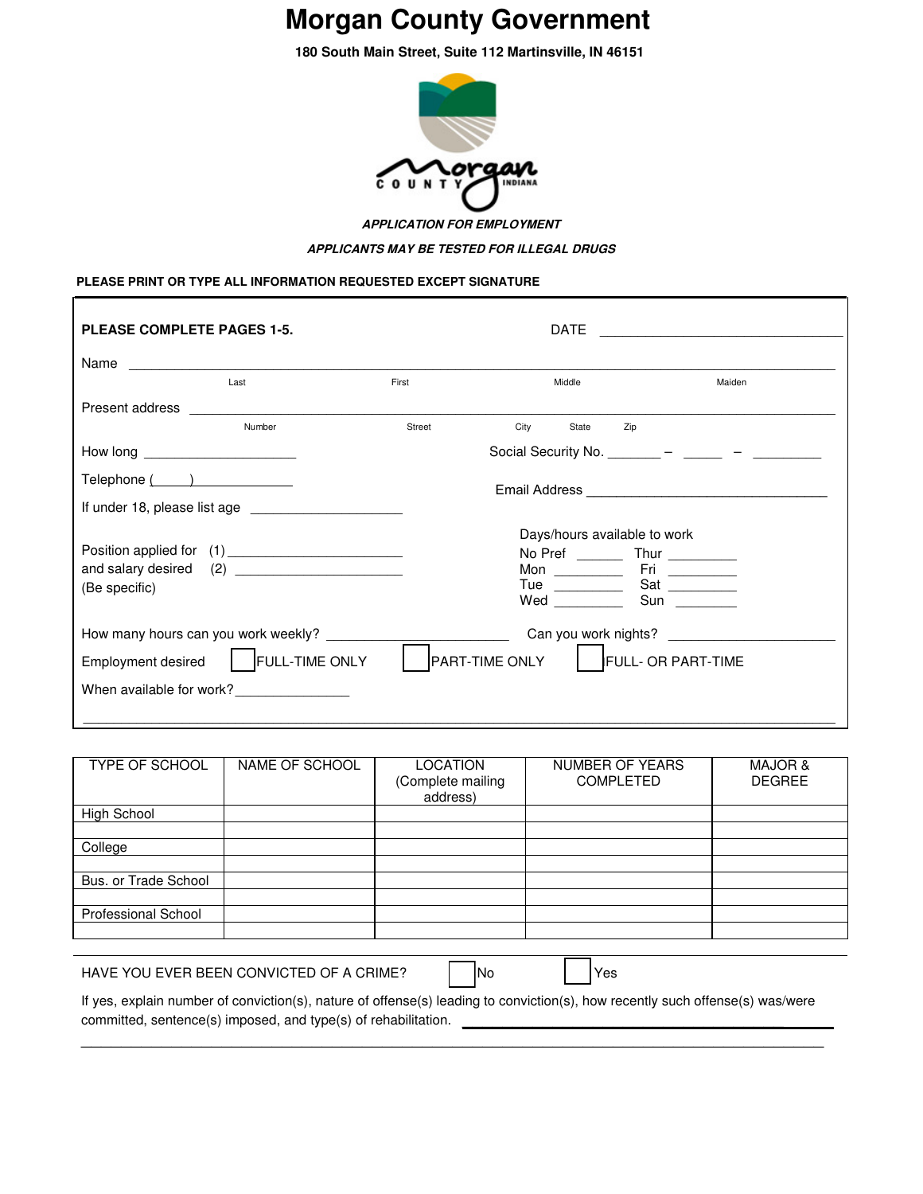# Morgan County Government

**180 South Main Street, Suite 112 Martinsville, IN 46151**

***APPLICATION FOR EMPLOYMENT***

***APPLICANTS MAY BE TESTED FOR ILLEGAL DRUGS***

**PLEASE PRINT OR TYPE ALL INFORMATION REQUESTED EXCEPT SIGNATURE**

**PLEASE COMPLETE PAGES 1-5.** DATE ______________________

Name ________________________________________________________________
Last First Middle Maiden

Present address ________________________________________________________
Number Street City State Zip

How long ____________________ Social Security No. _______ – _____ – _________

Telephone (_____) _______________ Email Address _________________________________

If under 18, please list age ____________________

Position applied for (1) ________________________
and salary desired (2) ________________________
(Be specific)

Days/hours available to work
No Pref ______ Thur _________
Mon _________ Fri _________
Tue _________ Sat _________
Wed _________ Sun _________

How many hours can you work weekly? ______________________ Can you work nights? ______________________

Employment desired ☐ FULL-TIME ONLY ☐ PART-TIME ONLY ☐ FULL- OR PART-TIME

When available for work? _______________

| TYPE OF SCHOOL | NAME OF SCHOOL | LOCATION (Complete mailing address) | NUMBER OF YEARS COMPLETED | MAJOR & DEGREE |
|---|---|---|---|---|
| High School | | | | |
| | | | | |
| College | | | | |
| | | | | |
| Bus. or Trade School | | | | |
| | | | | |
| Professional School | | | | |
| | | | | |

HAVE YOU EVER BEEN CONVICTED OF A CRIME? ☐ No ☐ Yes

If yes, explain number of conviction(s), nature of offense(s) leading to conviction(s), how recently such offense(s) was/were committed, sentence(s) imposed, and type(s) of rehabilitation. ______________________________________________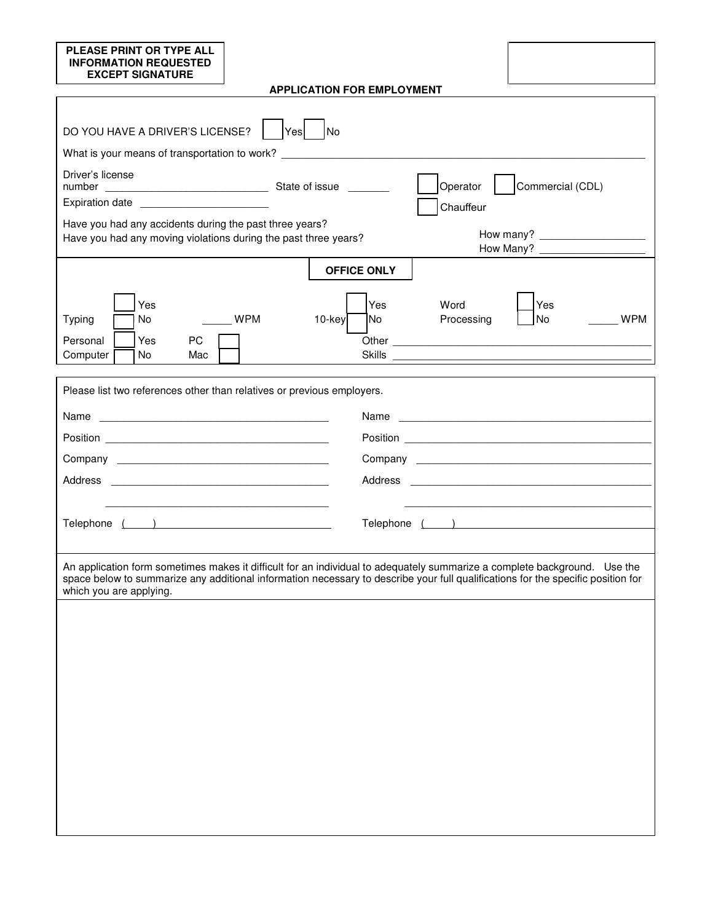**PLEASE PRINT OR TYPE ALL INFORMATION REQUESTED EXCEPT SIGNATURE**

## APPLICATION FOR EMPLOYMENT

DO YOU HAVE A DRIVER'S LICENSE? ☐ Yes ☐ No

What is your means of transportation to work? ____________________

Driver's license number ____________________ State of issue _______ ☐ Operator ☐ Commercial (CDL) ☐ Chauffeur

Expiration date ____________________

Have you had any accidents during the past three years? How many? ____________

Have you had any moving violations during the past three years? How Many? ____________

**OFFICE ONLY**

Typing ☐ Yes ☐ No _____ WPM

10-key ☐ Yes ☐ No

Word Processing ☐ Yes ☐ No _____ WPM

Personal Computer ☐ Yes ☐ No PC ☐ Mac ☐

Other Skills ____________________

Please list two references other than relatives or previous employers.

| | |
|---|---|
| Name ____________________ | Name ____________________ |
| Position ____________________ | Position ____________________ |
| Company ____________________ | Company ____________________ |
| Address ____________________ | Address ____________________ |
| ____________________ | ____________________ |
| Telephone ( ) ____________________ | Telephone ( ) ____________________ |

An application form sometimes makes it difficult for an individual to adequately summarize a complete background. Use the space below to summarize any additional information necessary to describe your full qualifications for the specific position for which you are applying.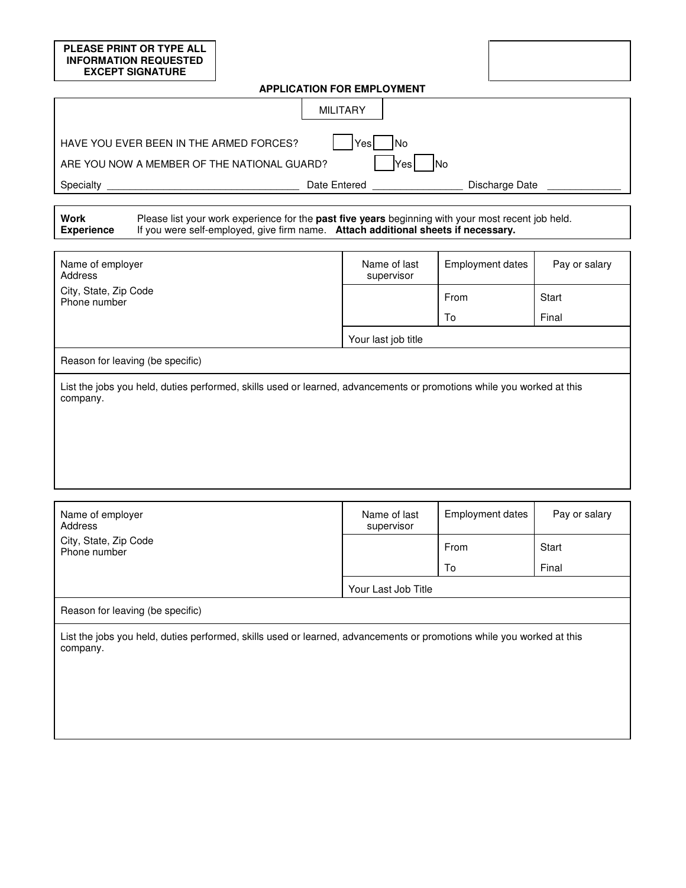**PLEASE PRINT OR TYPE ALL INFORMATION REQUESTED EXCEPT SIGNATURE**

## APPLICATION FOR EMPLOYMENT

### MILITARY

HAVE YOU EVER BEEN IN THE ARMED FORCES? ☐ Yes ☐ No

ARE YOU NOW A MEMBER OF THE NATIONAL GUARD? ☐ Yes ☐ No

Specialty ____________________ Date Entered ____________ Discharge Date ____________

**Work Experience** Please list your work experience for the **past five years** beginning with your most recent job held. If you were self-employed, give firm name. **Attach additional sheets if necessary.**

| Name of employer<br>Address<br>City, State, Zip Code<br>Phone number | Name of last supervisor | Employment dates | Pay or salary |
|---|---|---|---|
| | | From | Start |
| | | To | Final |
| | Your last job title | | |
| Reason for leaving (be specific) | | | |
| List the jobs you held, duties performed, skills used or learned, advancements or promotions while you worked at this company. | | | |

| Name of employer<br>Address<br>City, State, Zip Code<br>Phone number | Name of last supervisor | Employment dates | Pay or salary |
|---|---|---|---|
| | | From | Start |
| | | To | Final |
| | Your Last Job Title | | |
| Reason for leaving (be specific) | | | |
| List the jobs you held, duties performed, skills used or learned, advancements or promotions while you worked at this company. | | | |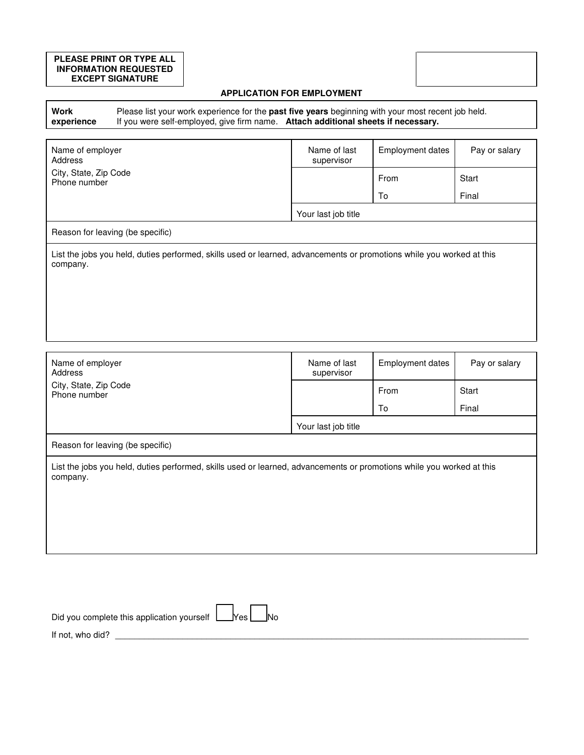**PLEASE PRINT OR TYPE ALL INFORMATION REQUESTED EXCEPT SIGNATURE**

## APPLICATION FOR EMPLOYMENT

| **Work experience** | Please list your work experience for the **past five years** beginning with your most recent job held. If you were self-employed, give firm name. **Attach additional sheets if necessary.** |
|---|---|

| Name of employer<br>Address<br>City, State, Zip Code<br>Phone number | Name of last supervisor | Employment dates | Pay or salary |
|---|---|---|---|
| | | From | Start |
| | | To | Final |
| | Your last job title | | |
| Reason for leaving (be specific) | | | |
| List the jobs you held, duties performed, skills used or learned, advancements or promotions while you worked at this company. | | | |

| Name of employer<br>Address<br>City, State, Zip Code<br>Phone number | Name of last supervisor | Employment dates | Pay or salary |
|---|---|---|---|
| | | From | Start |
| | | To | Final |
| | Your last job title | | |
| Reason for leaving (be specific) | | | |
| List the jobs you held, duties performed, skills used or learned, advancements or promotions while you worked at this company. | | | |

Did you complete this application yourself ☐ Yes ☐ No

If not, who did? ____________________________________________________________________________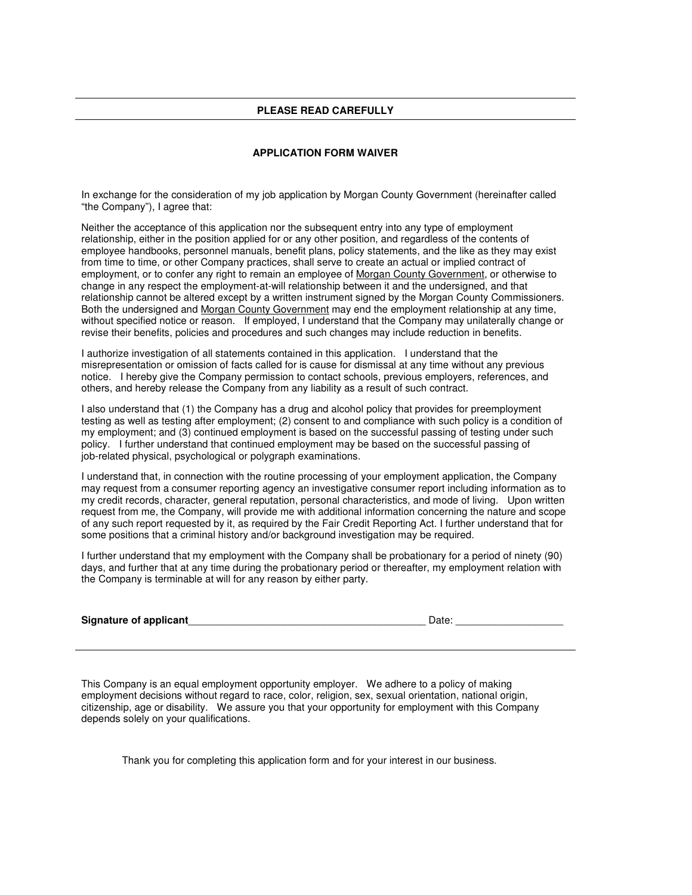**PLEASE READ CAREFULLY**

**APPLICATION FORM WAIVER**

In exchange for the consideration of my job application by Morgan County Government (hereinafter called "the Company"), I agree that:

Neither the acceptance of this application nor the subsequent entry into any type of employment relationship, either in the position applied for or any other position, and regardless of the contents of employee handbooks, personnel manuals, benefit plans, policy statements, and the like as they may exist from time to time, or other Company practices, shall serve to create an actual or implied contract of employment, or to confer any right to remain an employee of Morgan County Government, or otherwise to change in any respect the employment-at-will relationship between it and the undersigned, and that relationship cannot be altered except by a written instrument signed by the Morgan County Commissioners. Both the undersigned and Morgan County Government may end the employment relationship at any time, without specified notice or reason. If employed, I understand that the Company may unilaterally change or revise their benefits, policies and procedures and such changes may include reduction in benefits.

I authorize investigation of all statements contained in this application. I understand that the misrepresentation or omission of facts called for is cause for dismissal at any time without any previous notice. I hereby give the Company permission to contact schools, previous employers, references, and others, and hereby release the Company from any liability as a result of such contract.

I also understand that (1) the Company has a drug and alcohol policy that provides for preemployment testing as well as testing after employment; (2) consent to and compliance with such policy is a condition of my employment; and (3) continued employment is based on the successful passing of testing under such policy. I further understand that continued employment may be based on the successful passing of job-related physical, psychological or polygraph examinations.

I understand that, in connection with the routine processing of your employment application, the Company may request from a consumer reporting agency an investigative consumer report including information as to my credit records, character, general reputation, personal characteristics, and mode of living. Upon written request from me, the Company, will provide me with additional information concerning the nature and scope of any such report requested by it, as required by the Fair Credit Reporting Act. I further understand that for some positions that a criminal history and/or background investigation may be required.

I further understand that my employment with the Company shall be probationary for a period of ninety (90) days, and further that at any time during the probationary period or thereafter, my employment relation with the Company is terminable at will for any reason by either party.

**Signature of applicant**__________________________________________ Date: ___________________

This Company is an equal employment opportunity employer. We adhere to a policy of making employment decisions without regard to race, color, religion, sex, sexual orientation, national origin, citizenship, age or disability. We assure you that your opportunity for employment with this Company depends solely on your qualifications.

Thank you for completing this application form and for your interest in our business.